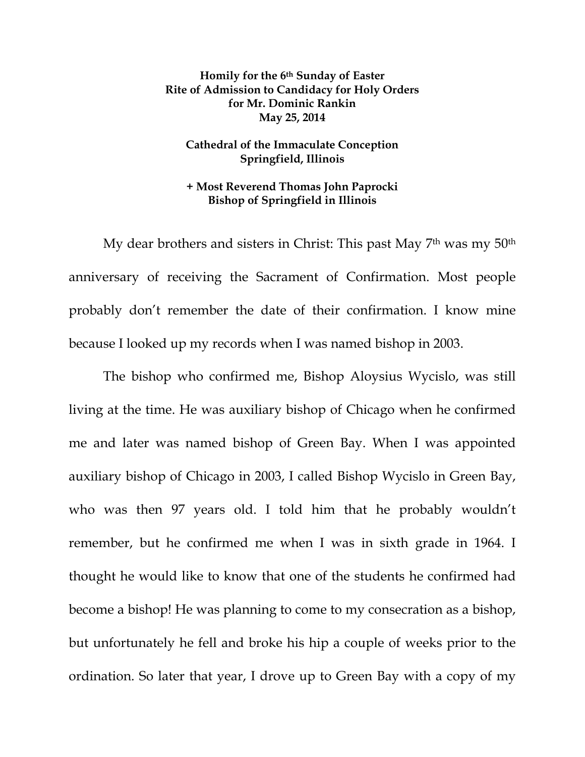**Homily for the 6th Sunday of Easter**
**Rite of Admission to Candidacy for Holy Orders**
**for Mr. Dominic Rankin**
**May 25, 2014**

**Cathedral of the Immaculate Conception**
**Springfield, Illinois**

**+ Most Reverend Thomas John Paprocki**
**Bishop of Springfield in Illinois**

My dear brothers and sisters in Christ: This past May 7th was my 50th anniversary of receiving the Sacrament of Confirmation. Most people probably don't remember the date of their confirmation. I know mine because I looked up my records when I was named bishop in 2003.

The bishop who confirmed me, Bishop Aloysius Wycislo, was still living at the time. He was auxiliary bishop of Chicago when he confirmed me and later was named bishop of Green Bay. When I was appointed auxiliary bishop of Chicago in 2003, I called Bishop Wycislo in Green Bay, who was then 97 years old. I told him that he probably wouldn't remember, but he confirmed me when I was in sixth grade in 1964. I thought he would like to know that one of the students he confirmed had become a bishop! He was planning to come to my consecration as a bishop, but unfortunately he fell and broke his hip a couple of weeks prior to the ordination. So later that year, I drove up to Green Bay with a copy of my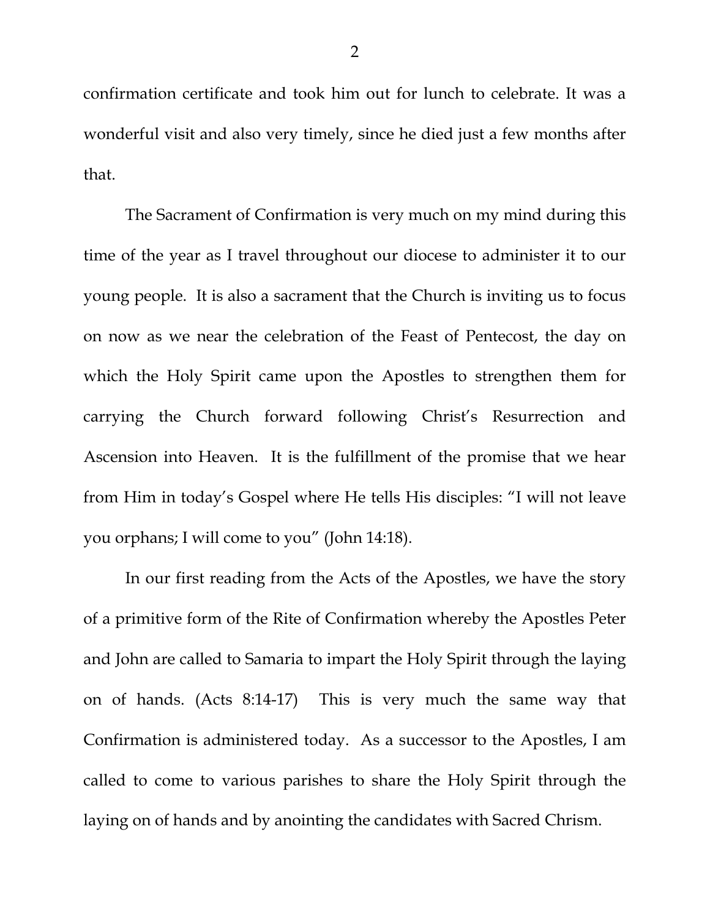confirmation certificate and took him out for lunch to celebrate. It was a wonderful visit and also very timely, since he died just a few months after that.

The Sacrament of Confirmation is very much on my mind during this time of the year as I travel throughout our diocese to administer it to our young people. It is also a sacrament that the Church is inviting us to focus on now as we near the celebration of the Feast of Pentecost, the day on which the Holy Spirit came upon the Apostles to strengthen them for carrying the Church forward following Christ's Resurrection and Ascension into Heaven. It is the fulfillment of the promise that we hear from Him in today's Gospel where He tells His disciples: "I will not leave you orphans; I will come to you" (John 14:18).

In our first reading from the Acts of the Apostles, we have the story of a primitive form of the Rite of Confirmation whereby the Apostles Peter and John are called to Samaria to impart the Holy Spirit through the laying on of hands. (Acts 8:14-17) This is very much the same way that Confirmation is administered today. As a successor to the Apostles, I am called to come to various parishes to share the Holy Spirit through the laying on of hands and by anointing the candidates with Sacred Chrism.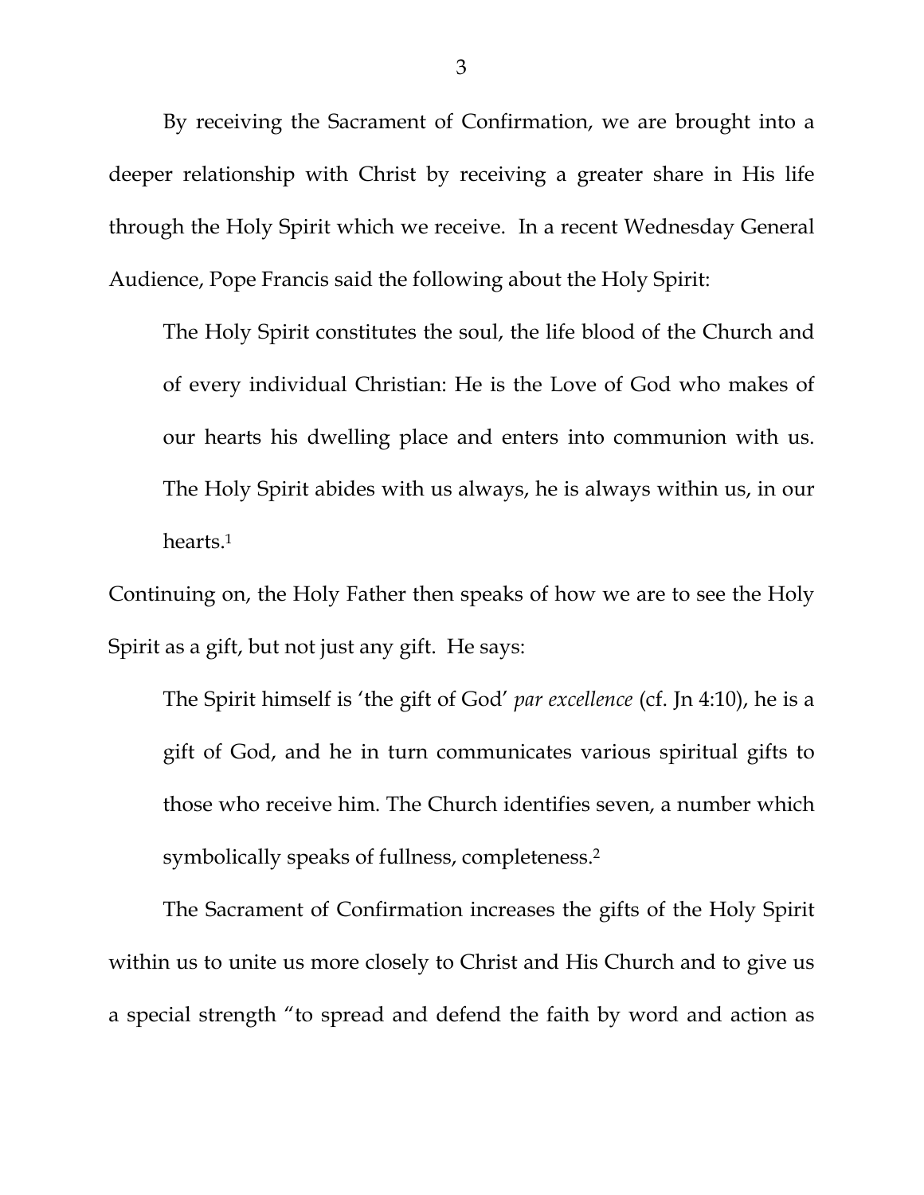By receiving the Sacrament of Confirmation, we are brought into a deeper relationship with Christ by receiving a greater share in His life through the Holy Spirit which we receive. In a recent Wednesday General Audience, Pope Francis said the following about the Holy Spirit:

> The Holy Spirit constitutes the soul, the life blood of the Church and of every individual Christian: He is the Love of God who makes of our hearts his dwelling place and enters into communion with us. The Holy Spirit abides with us always, he is always within us, in our hearts.[1]

Continuing on, the Holy Father then speaks of how we are to see the Holy Spirit as a gift, but not just any gift. He says:

> The Spirit himself is 'the gift of God' *par excellence* (cf. Jn 4:10), he is a gift of God, and he in turn communicates various spiritual gifts to those who receive him. The Church identifies seven, a number which symbolically speaks of fullness, completeness.[2]

The Sacrament of Confirmation increases the gifts of the Holy Spirit within us to unite us more closely to Christ and His Church and to give us a special strength "to spread and defend the faith by word and action as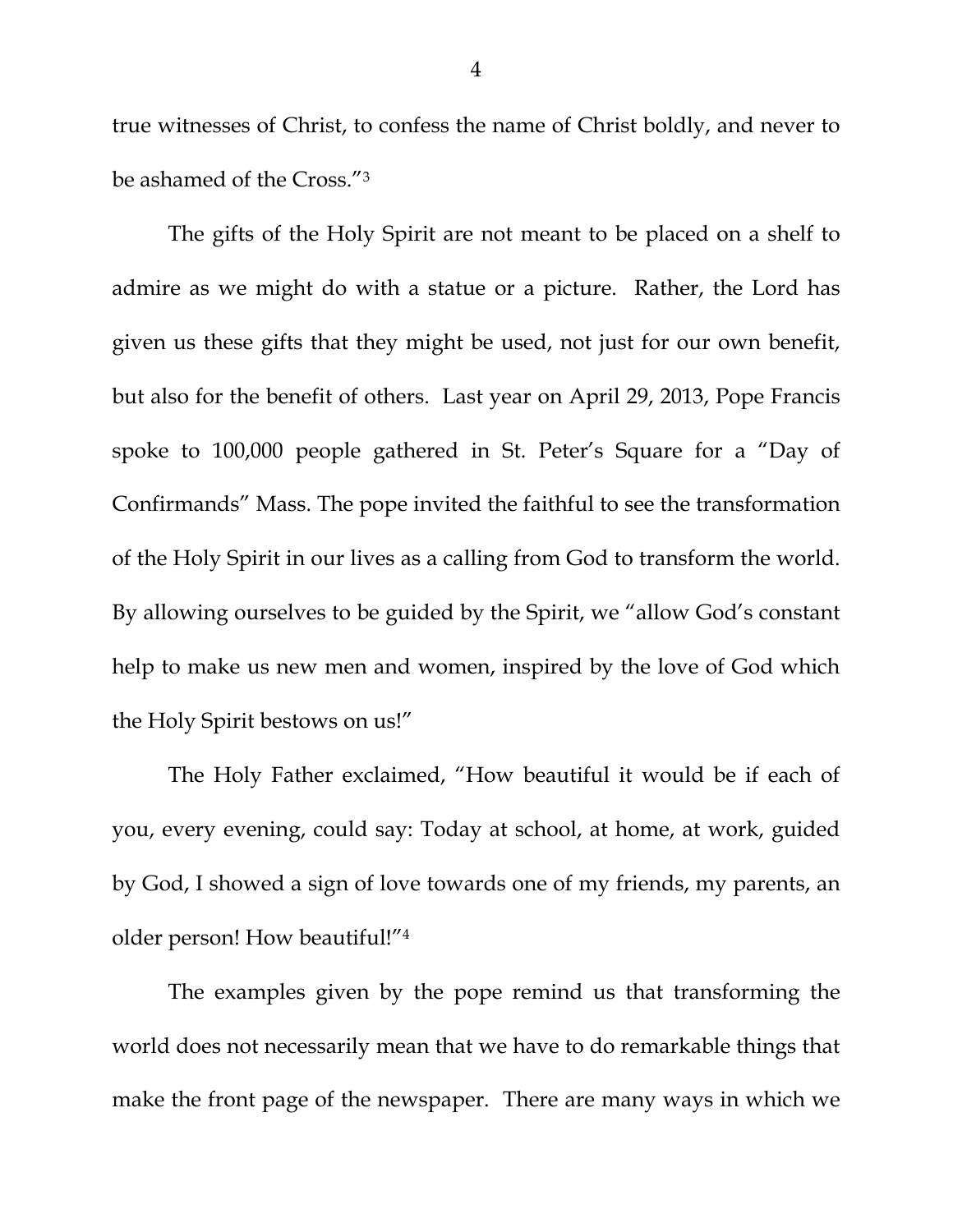true witnesses of Christ, to confess the name of Christ boldly, and never to be ashamed of the Cross."[3]

The gifts of the Holy Spirit are not meant to be placed on a shelf to admire as we might do with a statue or a picture. Rather, the Lord has given us these gifts that they might be used, not just for our own benefit, but also for the benefit of others. Last year on April 29, 2013, Pope Francis spoke to 100,000 people gathered in St. Peter's Square for a "Day of Confirmands" Mass. The pope invited the faithful to see the transformation of the Holy Spirit in our lives as a calling from God to transform the world. By allowing ourselves to be guided by the Spirit, we "allow God's constant help to make us new men and women, inspired by the love of God which the Holy Spirit bestows on us!"

The Holy Father exclaimed, "How beautiful it would be if each of you, every evening, could say: Today at school, at home, at work, guided by God, I showed a sign of love towards one of my friends, my parents, an older person! How beautiful!"[4]

The examples given by the pope remind us that transforming the world does not necessarily mean that we have to do remarkable things that make the front page of the newspaper. There are many ways in which we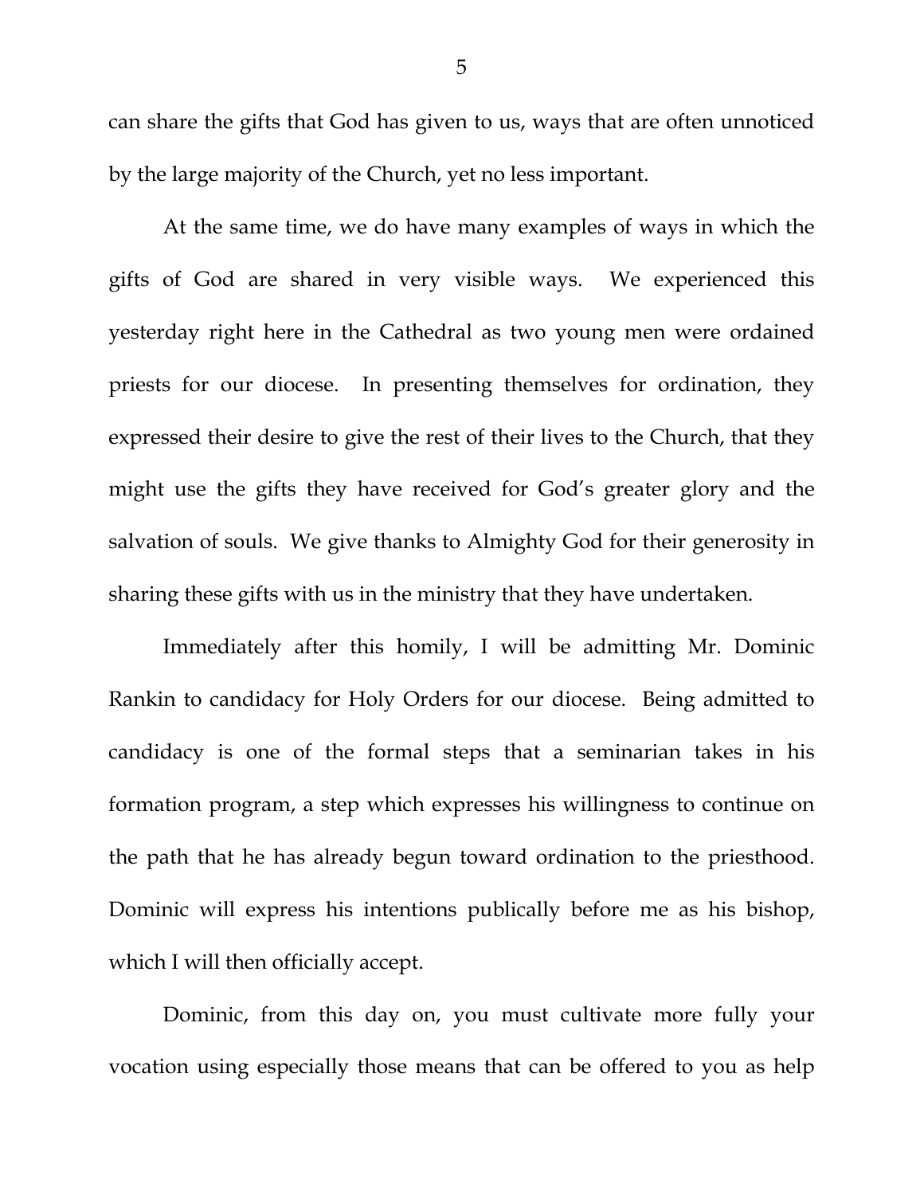can share the gifts that God has given to us, ways that are often unnoticed by the large majority of the Church, yet no less important.

At the same time, we do have many examples of ways in which the gifts of God are shared in very visible ways. We experienced this yesterday right here in the Cathedral as two young men were ordained priests for our diocese. In presenting themselves for ordination, they expressed their desire to give the rest of their lives to the Church, that they might use the gifts they have received for God's greater glory and the salvation of souls. We give thanks to Almighty God for their generosity in sharing these gifts with us in the ministry that they have undertaken.

Immediately after this homily, I will be admitting Mr. Dominic Rankin to candidacy for Holy Orders for our diocese. Being admitted to candidacy is one of the formal steps that a seminarian takes in his formation program, a step which expresses his willingness to continue on the path that he has already begun toward ordination to the priesthood. Dominic will express his intentions publically before me as his bishop, which I will then officially accept.

Dominic, from this day on, you must cultivate more fully your vocation using especially those means that can be offered to you as help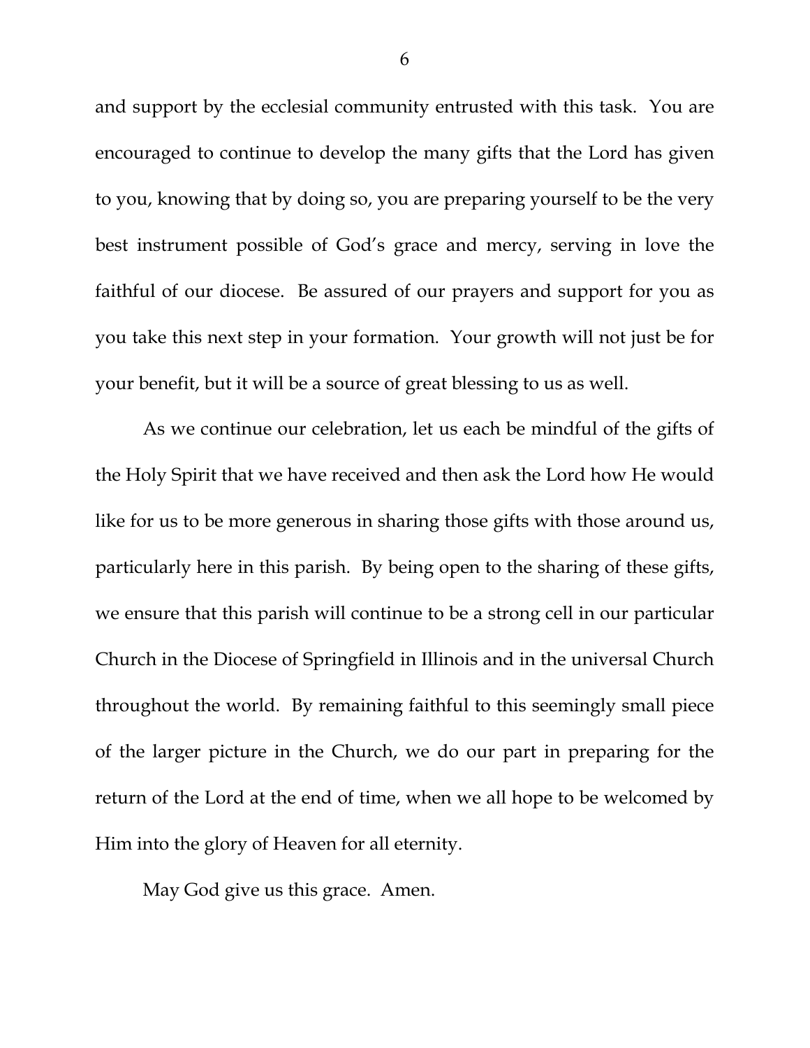and support by the ecclesial community entrusted with this task. You are encouraged to continue to develop the many gifts that the Lord has given to you, knowing that by doing so, you are preparing yourself to be the very best instrument possible of God's grace and mercy, serving in love the faithful of our diocese. Be assured of our prayers and support for you as you take this next step in your formation. Your growth will not just be for your benefit, but it will be a source of great blessing to us as well.

As we continue our celebration, let us each be mindful of the gifts of the Holy Spirit that we have received and then ask the Lord how He would like for us to be more generous in sharing those gifts with those around us, particularly here in this parish. By being open to the sharing of these gifts, we ensure that this parish will continue to be a strong cell in our particular Church in the Diocese of Springfield in Illinois and in the universal Church throughout the world. By remaining faithful to this seemingly small piece of the larger picture in the Church, we do our part in preparing for the return of the Lord at the end of time, when we all hope to be welcomed by Him into the glory of Heaven for all eternity.

May God give us this grace. Amen.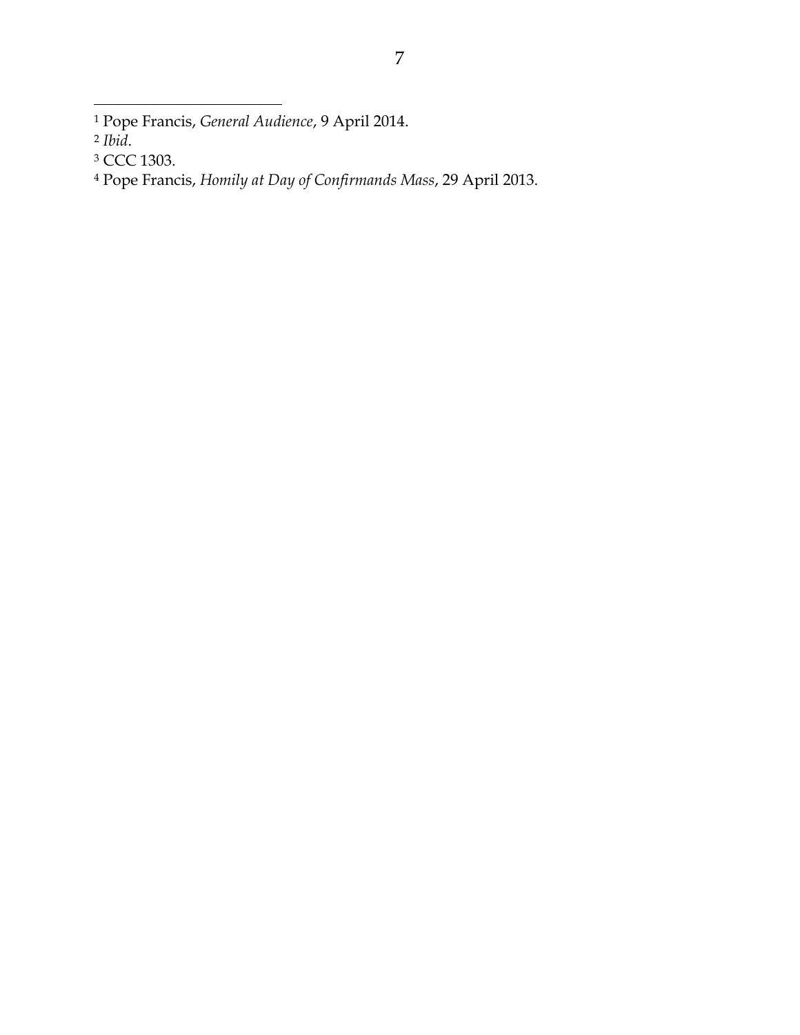[1] Pope Francis, *General Audience*, 9 April 2014.

[2] *Ibid*.

[3] CCC 1303.

[4] Pope Francis, *Homily at Day of Confirmands Mass*, 29 April 2013.